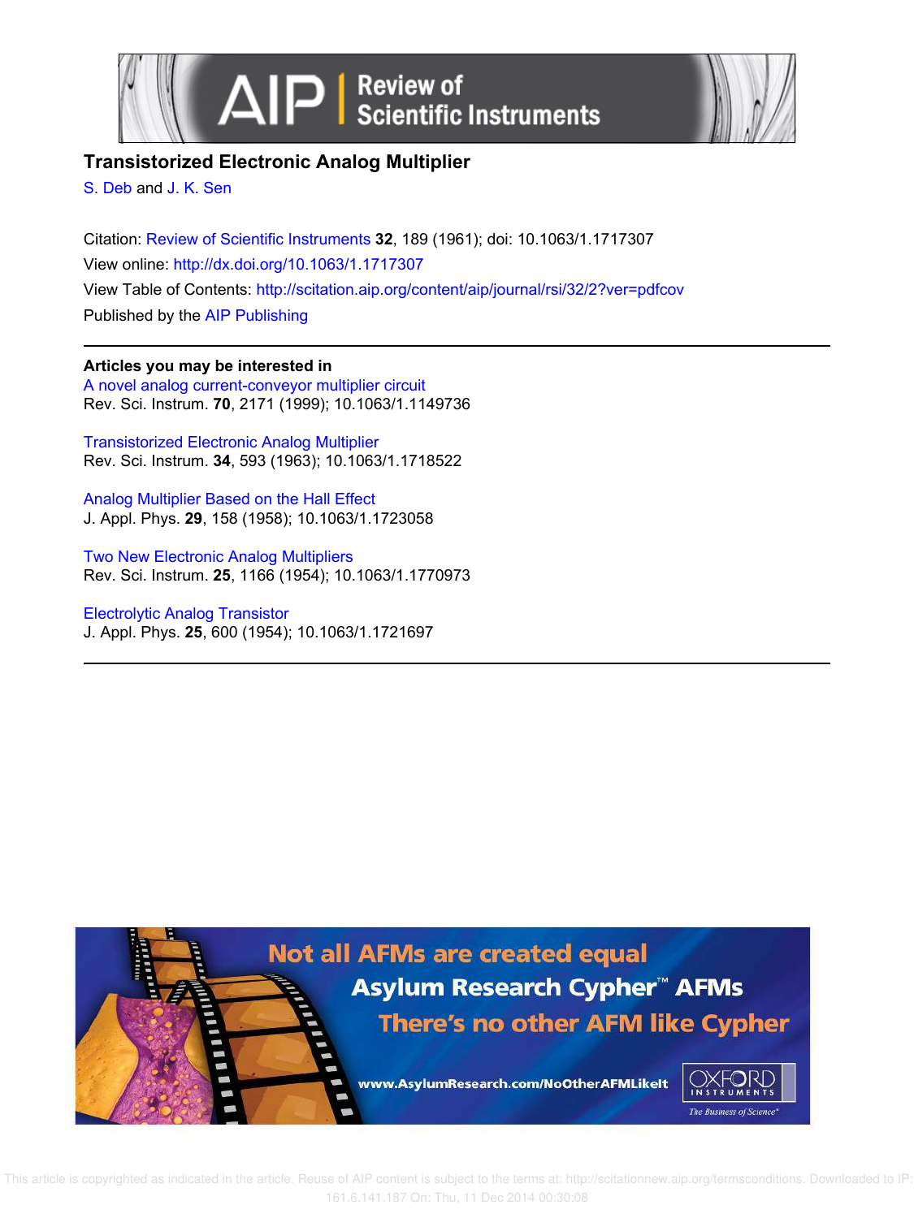# Transistorized Electronic Analog Multiplier

S. Deb and J. K. Sen

Citation: Review of Scientific Instruments **32**, 189 (1961); doi: 10.1063/1.1717307

View online: http://dx.doi.org/10.1063/1.1717307

View Table of Contents: http://scitation.aip.org/content/aip/journal/rsi/32/2?ver=pdfcov

Published by the AIP Publishing

**Articles you may be interested in**

A novel analog current-conveyor multiplier circuit
Rev. Sci. Instrum. **70**, 2171 (1999); 10.1063/1.1149736

Transistorized Electronic Analog Multiplier
Rev. Sci. Instrum. **34**, 593 (1963); 10.1063/1.1718522

Analog Multiplier Based on the Hall Effect
J. Appl. Phys. **29**, 158 (1958); 10.1063/1.1723058

Two New Electronic Analog Multipliers
Rev. Sci. Instrum. **25**, 1166 (1954); 10.1063/1.1770973

Electrolytic Analog Transistor
J. Appl. Phys. **25**, 600 (1954); 10.1063/1.1721697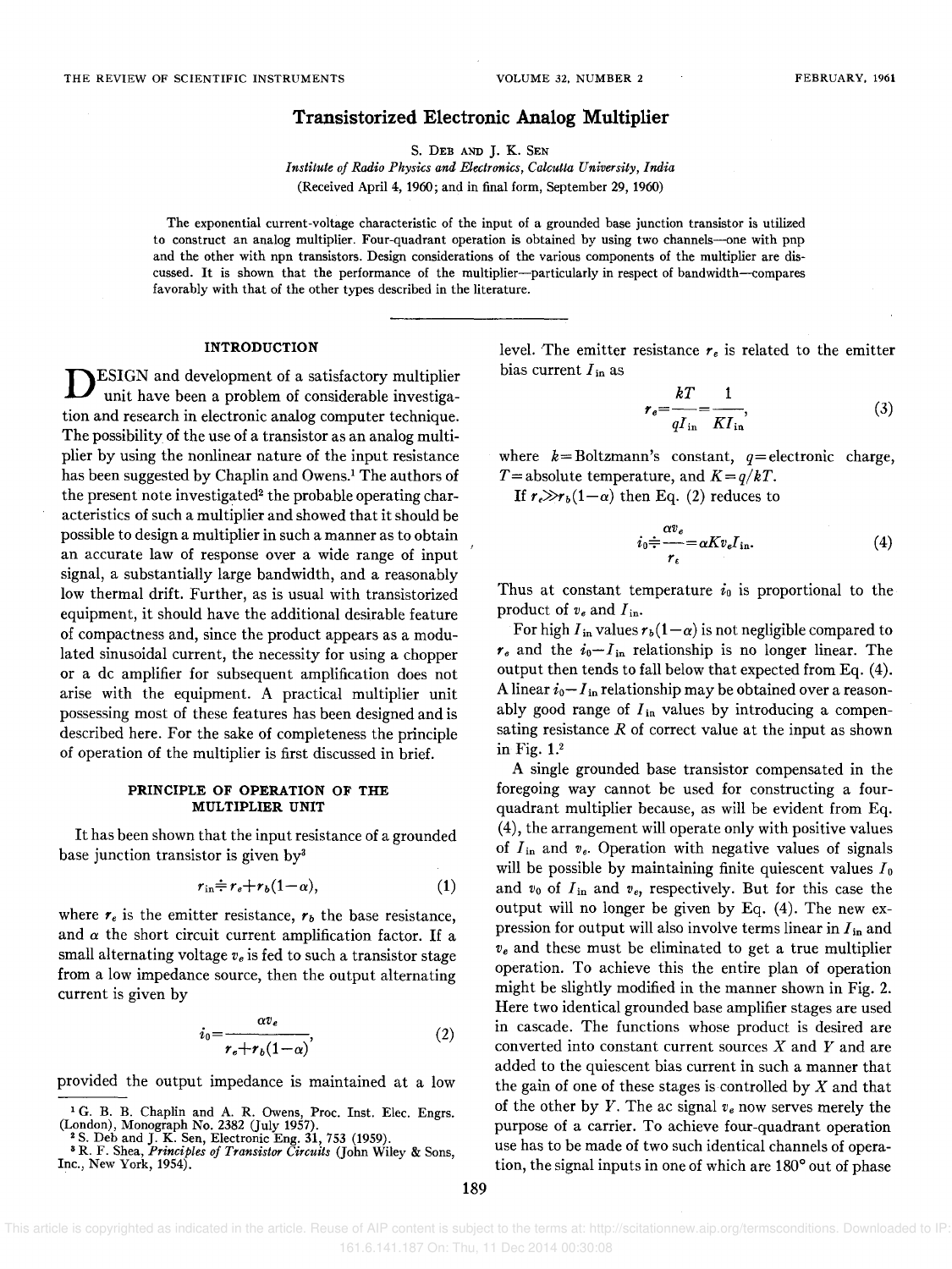# Transistorized Electronic Analog Multiplier

S. Deb and J. K. Sen

*Institute of Radio Physics and Electronics, Calcutta University, India*

(Received April 4, 1960; and in final form, September 29, 1960)

The exponential current-voltage characteristic of the input of a grounded base junction transistor is utilized to construct an analog multiplier. Four-quadrant operation is obtained by using two channels—one with pnp and the other with npn transistors. Design considerations of the various components of the multiplier are discussed. It is shown that the performance of the multiplier—particularly in respect of bandwidth—compares favorably with that of the other types described in the literature.

## INTRODUCTION

Design and development of a satisfactory multiplier unit have been a problem of considerable investigation and research in electronic analog computer technique. The possibility of the use of a transistor as an analog multiplier by using the nonlinear nature of the input resistance has been suggested by Chaplin and Owens.[1] The authors of the present note investigated[2] the probable operating characteristics of such a multiplier and showed that it should be possible to design a multiplier in such a manner as to obtain an accurate law of response over a wide range of input signal, a substantially large bandwidth, and a reasonably low thermal drift. Further, as is usual with transistorized equipment, it should have the additional desirable feature of compactness and, since the product appears as a modulated sinusoidal current, the necessity for using a chopper or a dc amplifier for subsequent amplification does not arise with the equipment. A practical multiplier unit possessing most of these features has been designed and is described here. For the sake of completeness the principle of operation of the multiplier is first discussed in brief.

## PRINCIPLE OF OPERATION OF THE MULTIPLIER UNIT

It has been shown that the input resistance of a grounded base junction transistor is given by[3]

$$r_{\text{in}} \doteq r_e + r_b(1-\alpha), \tag{1}$$

where $r_e$ is the emitter resistance, $r_b$ the base resistance, and $\alpha$ the short circuit current amplification factor. If a small alternating voltage $v_e$ is fed to such a transistor stage from a low impedance source, then the output alternating current is given by

$$i_0 = \frac{\alpha v_e}{r_e + r_b(1-\alpha)}, \tag{2}$$

provided the output impedance is maintained at a low level. The emitter resistance $r_e$ is related to the emitter bias current $I_{\text{in}}$ as

$$r_e = \frac{kT}{qI_{\text{in}}} = \frac{1}{KI_{\text{in}}}, \tag{3}$$

where $k$ = Boltzmann's constant, $q$ = electronic charge, $T$ = absolute temperature, and $K = q/kT$.

If $r_e \gg r_b(1-\alpha)$ then Eq. (2) reduces to

$$i_0 \doteq \frac{\alpha v_e}{r_e} = \alpha K v_e I_{\text{in}}. \tag{4}$$

Thus at constant temperature $i_0$ is proportional to the product of $v_e$ and $I_{\text{in}}$.

For high $I_{\text{in}}$ values $r_b(1-\alpha)$ is not negligible compared to $r_e$ and the $i_0 - I_{\text{in}}$ relationship is no longer linear. The output then tends to fall below that expected from Eq. (4). A linear $i_0 - I_{\text{in}}$ relationship may be obtained over a reasonably good range of $I_{\text{in}}$ values by introducing a compensating resistance $R$ of correct value at the input as shown in Fig. 1.[2]

A single grounded base transistor compensated in the foregoing way cannot be used for constructing a four-quadrant multiplier because, as will be evident from Eq. (4), the arrangement will operate only with positive values of $I_{\text{in}}$ and $v_e$. Operation with negative values of signals will be possible by maintaining finite quiescent values $I_0$ and $v_0$ of $I_{\text{in}}$ and $v_e$, respectively. But for this case the output will no longer be given by Eq. (4). The new expression for output will also involve terms linear in $I_{\text{in}}$ and $v_e$ and these must be eliminated to get a true multiplier operation. To achieve this the entire plan of operation might be slightly modified in the manner shown in Fig. 2. Here two identical grounded base amplifier stages are used in cascade. The functions whose product is desired are converted into constant current sources $X$ and $Y$ and are added to the quiescent bias current in such a manner that the gain of one of these stages is controlled by $X$ and that of the other by $Y$. The ac signal $v_e$ now serves merely the purpose of a carrier. To achieve four-quadrant operation use has to be made of two such identical channels of operation, the signal inputs in one of which are 180° out of phase

[1] G. B. B. Chaplin and A. R. Owens, Proc. Inst. Elec. Engrs. (London), Monograph No. 2382 (July 1957).

[2] S. Deb and J. K. Sen, Electronic Eng. 31, 753 (1959).

[3] R. F. Shea, *Principles of Transistor Circuits* (John Wiley & Sons, Inc., New York, 1954).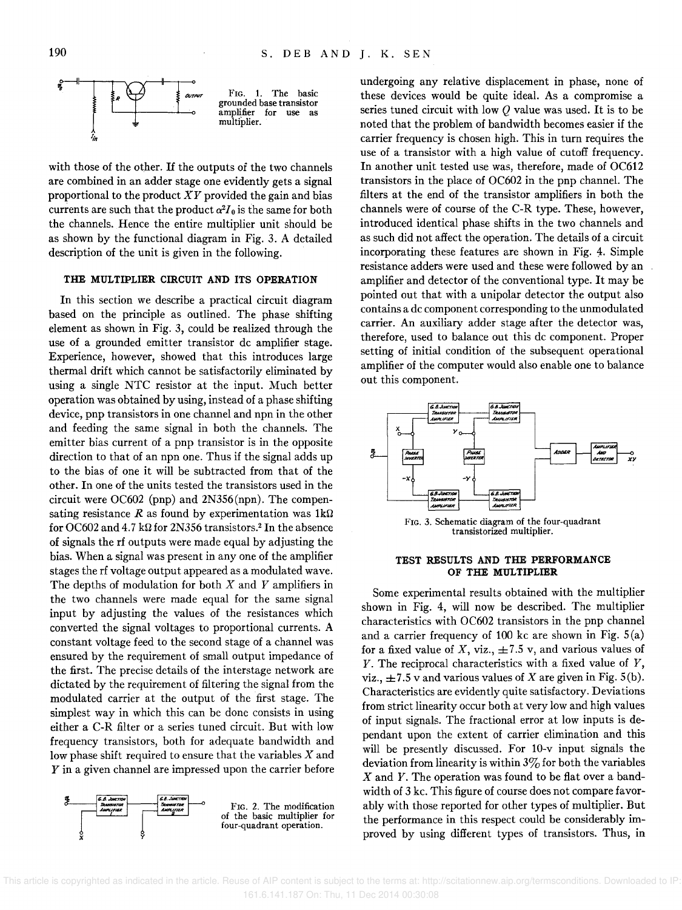FIG. 1. The basic grounded base transistor amplifier for use as multiplier.

with those of the other. If the outputs of the two channels are combined in an adder stage one evidently gets a signal proportional to the product $XY$ provided the gain and bias currents are such that the product $\alpha^2 I_0$ is the same for both the channels. Hence the entire multiplier unit should be as shown by the functional diagram in Fig. 3. A detailed description of the unit is given in the following.

## THE MULTIPLIER CIRCUIT AND ITS OPERATION

In this section we describe a practical circuit diagram based on the principle as outlined. The phase shifting element as shown in Fig. 3, could be realized through the use of a grounded emitter transistor dc amplifier stage. Experience, however, showed that this introduces large thermal drift which cannot be satisfactorily eliminated by using a single NTC resistor at the input. Much better operation was obtained by using, instead of a phase shifting device, pnp transistors in one channel and npn in the other and feeding the same signal in both the channels. The emitter bias current of a pnp transistor is in the opposite direction to that of an npn one. Thus if the signal adds up to the bias of one it will be subtracted from that of the other. In one of the units tested the transistors used in the circuit were OC602 (pnp) and 2N356 (npn). The compensating resistance $R$ as found by experimentation was 1kΩ for OC602 and 4.7 kΩ for 2N356 transistors.[2] In the absence of signals the rf outputs were made equal by adjusting the bias. When a signal was present in any one of the amplifier stages the rf voltage output appeared as a modulated wave. The depths of modulation for both $X$ and $Y$ amplifiers in the two channels were made equal for the same signal input by adjusting the values of the resistances which converted the signal voltages to proportional currents. A constant voltage feed to the second stage of a channel was ensured by the requirement of small output impedance of the first. The precise details of the interstage network are dictated by the requirement of filtering the signal from the modulated carrier at the output of the first stage. The simplest way in which this can be done consists in using either a C-R filter or a series tuned circuit. But with low frequency transistors, both for adequate bandwidth and low phase shift required to ensure that the variables $X$ and $Y$ in a given channel are impressed upon the carrier before undergoing any relative displacement in phase, none of these devices would be quite ideal. As a compromise a series tuned circuit with low $Q$ value was used. It is to be noted that the problem of bandwidth becomes easier if the carrier frequency is chosen high. This in turn requires the use of a transistor with a high value of cutoff frequency. In another unit tested use was, therefore, made of OC612 transistors in the place of OC602 in the pnp channel. The filters at the end of the transistor amplifiers in both the channels were of course of the C-R type. These, however, introduced identical phase shifts in the two channels and as such did not affect the operation. The details of a circuit incorporating these features are shown in Fig. 4. Simple resistance adders were used and these were followed by an amplifier and detector of the conventional type. It may be pointed out that with a unipolar detector the output also contains a dc component corresponding to the unmodulated carrier. An auxiliary adder stage after the detector was, therefore, used to balance out this dc component. Proper setting of initial condition of the subsequent operational amplifier of the computer would also enable one to balance out this component.

FIG. 2. The modification of the basic multiplier for four-quadrant operation.

FIG. 3. Schematic diagram of the four-quadrant transistorized multiplier.

## TEST RESULTS AND THE PERFORMANCE OF THE MULTIPLIER

Some experimental results obtained with the multiplier shown in Fig. 4, will now be described. The multiplier characteristics with OC602 transistors in the pnp channel and a carrier frequency of 100 kc are shown in Fig. 5(a) for a fixed value of $X$, viz., ±7.5 v, and various values of $Y$. The reciprocal characteristics with a fixed value of $Y$, viz., ±7.5 v and various values of $X$ are given in Fig. 5(b). Characteristics are evidently quite satisfactory. Deviations from strict linearity occur both at very low and high values of input signals. The fractional error at low inputs is dependant upon the extent of carrier elimination and this will be presently discussed. For 10-v input signals the deviation from linearity is within 3% for both the variables $X$ and $Y$. The operation was found to be flat over a bandwidth of 3 kc. This figure of course does not compare favorably with those reported for other types of multiplier. But the performance in this respect could be considerably improved by using different types of transistors. Thus, in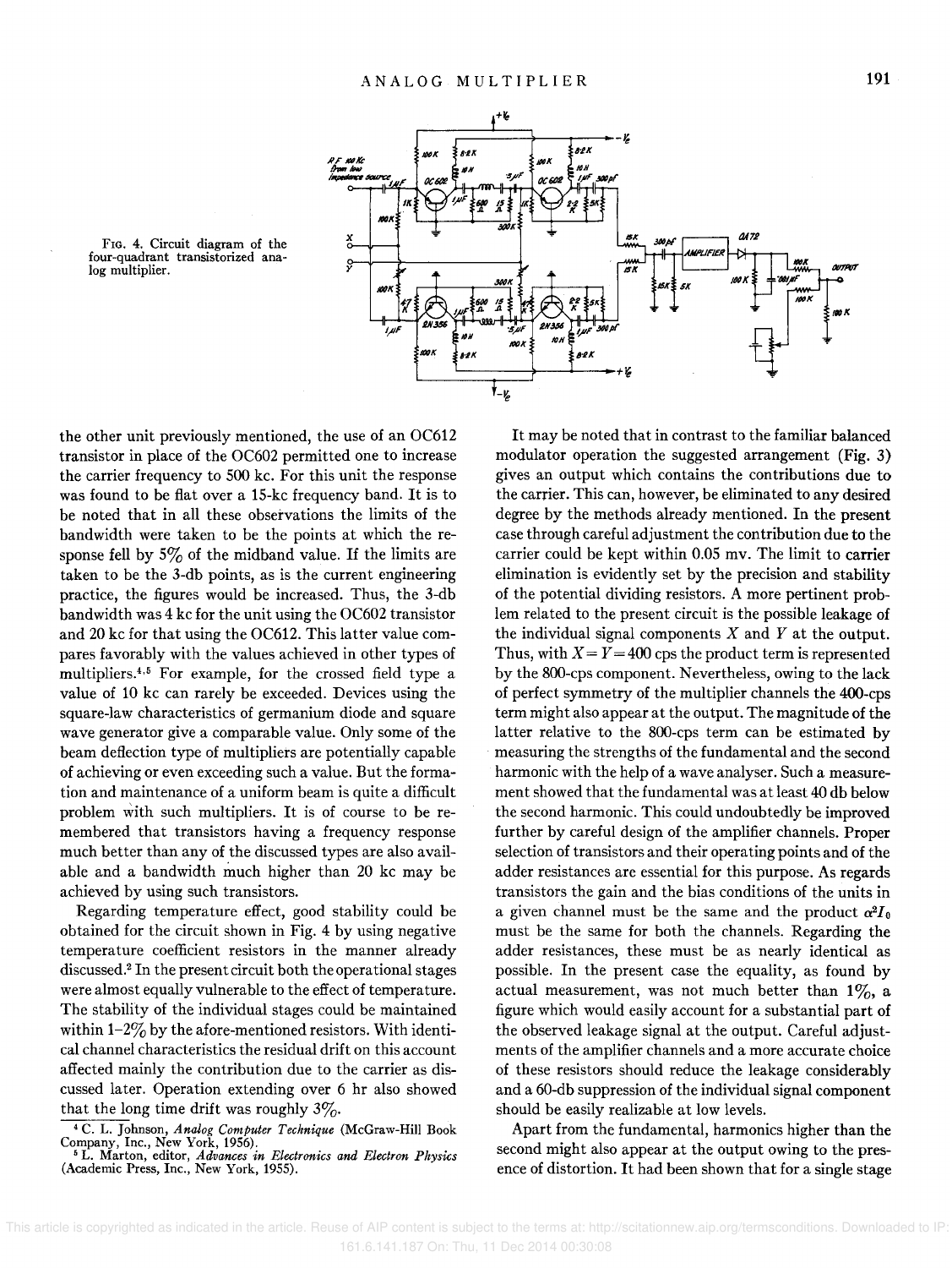FIG. 4. Circuit diagram of the four-quadrant transistorized analog multiplier.

the other unit previously mentioned, the use of an OC612 transistor in place of the OC602 permitted one to increase the carrier frequency to 500 kc. For this unit the response was found to be flat over a 15-kc frequency band. It is to be noted that in all these observations the limits of the bandwidth were taken to be the points at which the response fell by 5% of the midband value. If the limits are taken to be the 3-db points, as is the current engineering practice, the figures would be increased. Thus, the 3-db bandwidth was 4 kc for the unit using the OC602 transistor and 20 kc for that using the OC612. This latter value compares favorably with the values achieved in other types of multipliers.[4,5] For example, for the crossed field type a value of 10 kc can rarely be exceeded. Devices using the square-law characteristics of germanium diode and square wave generator give a comparable value. Only some of the beam deflection type of multipliers are potentially capable of achieving or even exceeding such a value. But the formation and maintenance of a uniform beam is quite a difficult problem with such multipliers. It is of course to be remembered that transistors having a frequency response much better than any of the discussed types are also available and a bandwidth much higher than 20 kc may be achieved by using such transistors.

Regarding temperature effect, good stability could be obtained for the circuit shown in Fig. 4 by using negative temperature coefficient resistors in the manner already discussed.[2] In the present circuit both the operational stages were almost equally vulnerable to the effect of temperature. The stability of the individual stages could be maintained within 1–2% by the afore-mentioned resistors. With identical channel characteristics the residual drift on this account affected mainly the contribution due to the carrier as discussed later. Operation extending over 6 hr also showed that the long time drift was roughly 3%.

It may be noted that in contrast to the familiar balanced modulator operation the suggested arrangement (Fig. 3) gives an output which contains the contributions due to the carrier. This can, however, be eliminated to any desired degree by the methods already mentioned. In the present case through careful adjustment the contribution due to the carrier could be kept within 0.05 mv. The limit to carrier elimination is evidently set by the precision and stability of the potential dividing resistors. A more pertinent problem related to the present circuit is the possible leakage of the individual signal components $X$ and $Y$ at the output. Thus, with $X=Y=400$ cps the product term is represented by the 800-cps component. Nevertheless, owing to the lack of perfect symmetry of the multiplier channels the 400-cps term might also appear at the output. The magnitude of the latter relative to the 800-cps term can be estimated by measuring the strengths of the fundamental and the second harmonic with the help of a wave analyser. Such a measurement showed that the fundamental was at least 40 db below the second harmonic. This could undoubtedly be improved further by careful design of the amplifier channels. Proper selection of transistors and their operating points and of the adder resistances are essential for this purpose. As regards transistors the gain and the bias conditions of the units in a given channel must be the same and the product $\alpha^2 I_0$ must be the same for both the channels. Regarding the adder resistances, these must be as nearly identical as possible. In the present case the equality, as found by actual measurement, was not much better than 1%, a figure which would easily account for a substantial part of the observed leakage signal at the output. Careful adjustments of the amplifier channels and a more accurate choice of these resistors should reduce the leakage considerably and a 60-db suppression of the individual signal component should be easily realizable at low levels.

Apart from the fundamental, harmonics higher than the second might also appear at the output owing to the presence of distortion. It had been shown that for a single stage

[4] C. L. Johnson, *Analog Computer Technique* (McGraw-Hill Book Company, Inc., New York, 1956).

[5] L. Marton, editor, *Advances in Electronics and Electron Physics* (Academic Press, Inc., New York, 1955).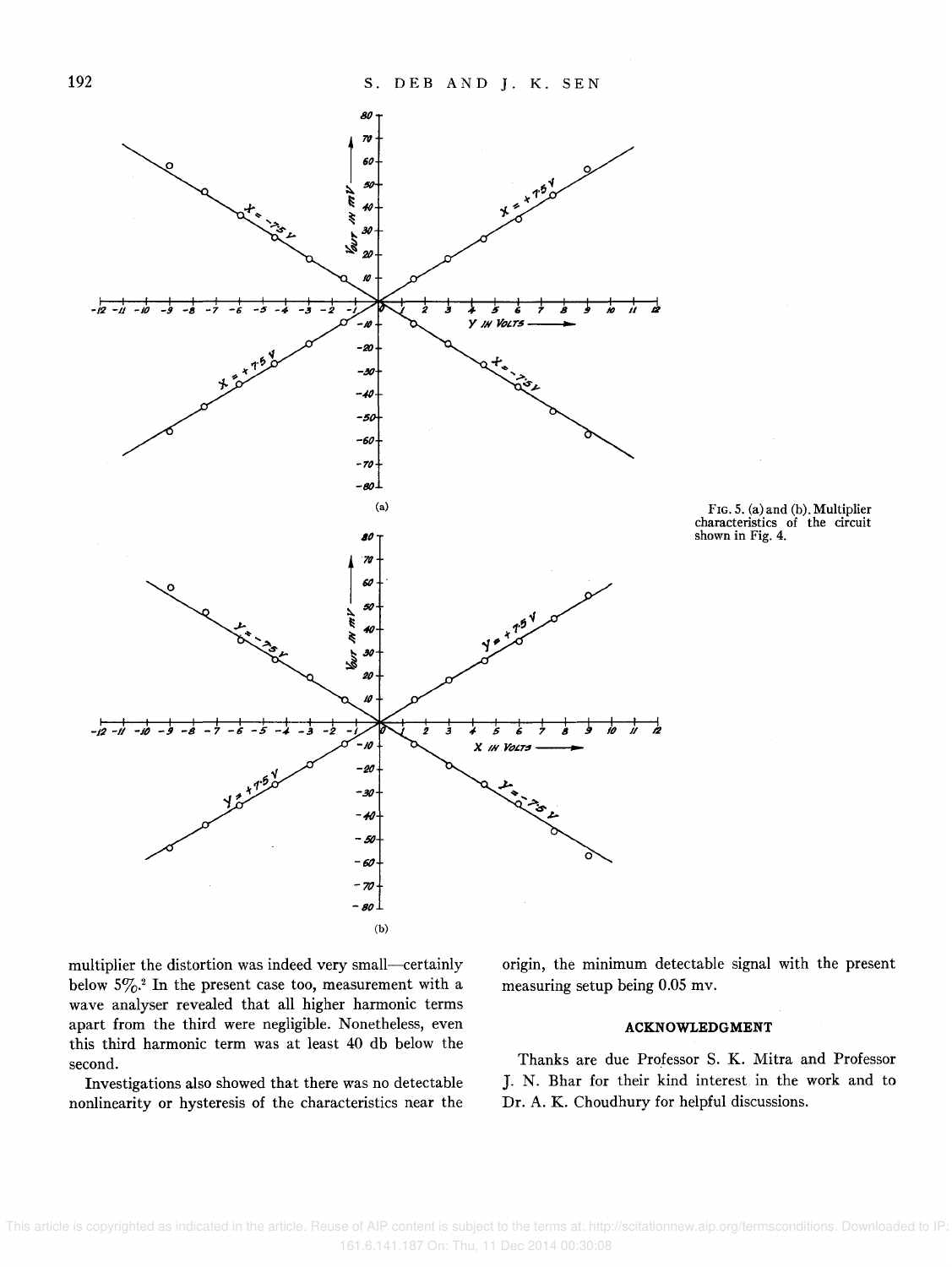80
70
60
50
40
30
20
10
-10
-20
-30
-40
-50
-60
-70
-80

$V_{OUT}$ IN mV

-12 -11 -10 -9 -8 -7 -6 -5 -4 -3 -2 -1 0 1 2 3 4 5 6 7 8 9 10 11 12

Y IN VOLTS

X = -7·5 V

X = +7·5 V

X = +7·5 V

X = -7·5 V

(a)

80
70
60
50
40
30
20
10
-10
-20
-30
-40
-50
-60
-70
-80

$V_{OUT}$ IN mV

-12 -11 -10 -9 -8 -7 -6 -5 -4 -3 -2 -1 0 1 2 3 4 5 6 7 8 9 10 11 12

X IN VOLTS

Y = -7·5 V

Y = +7·5 V

Y = +7·5 V

Y = -7·5 V

(b)

FIG. 5. (a) and (b). Multiplier characteristics of the circuit shown in Fig. 4.

multiplier the distortion was indeed very small—certainly below 5%.[2] In the present case too, measurement with a wave analyser revealed that all higher harmonic terms apart from the third were negligible. Nonetheless, even this third harmonic term was at least 40 db below the second.

Investigations also showed that there was no detectable nonlinearity or hysteresis of the characteristics near the origin, the minimum detectable signal with the present measuring setup being 0.05 mv.

## ACKNOWLEDGMENT

Thanks are due Professor S. K. Mitra and Professor J. N. Bhar for their kind interest in the work and to Dr. A. K. Choudhury for helpful discussions.